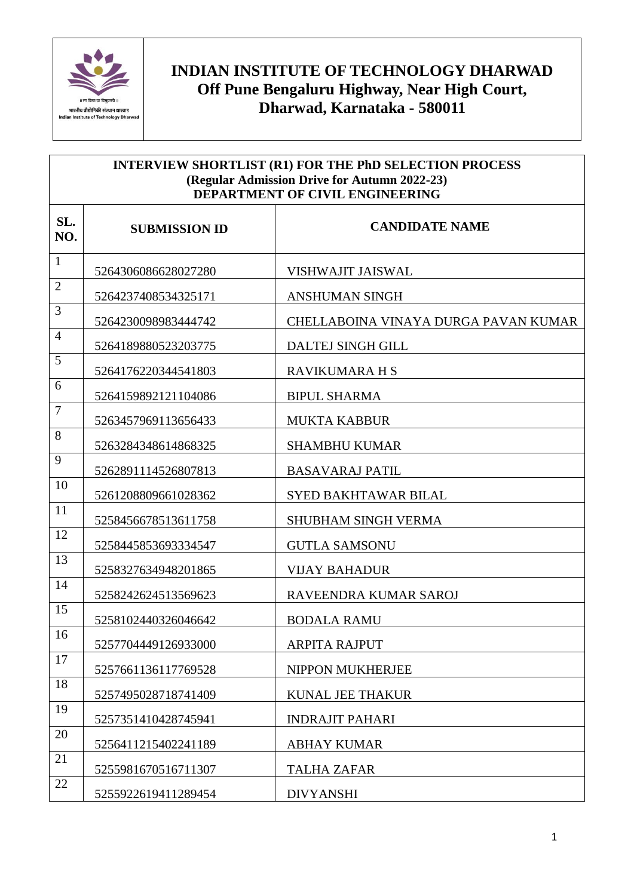# INDIAN INSTITUTE OF TECHNOLOGY DHARWAD
## Off Pune Bengaluru Highway, Near High Court, Dharwad, Karnataka - 580011

**INTERVIEW SHORTLIST (R1) FOR THE PhD SELECTION PROCESS**
**(Regular Admission Drive for Autumn 2022-23)**
**DEPARTMENT OF CIVIL ENGINEERING**

| SL. NO. | SUBMISSION ID | CANDIDATE NAME |
|---|---|---|
| 1 | 5264306086628027280 | VISHWAJIT JAISWAL |
| 2 | 5264237408534325171 | ANSHUMAN SINGH |
| 3 | 5264230098983444742 | CHELLABOINA VINAYA DURGA PAVAN KUMAR |
| 4 | 5264189880523203775 | DALTEJ SINGH GILL |
| 5 | 5264176220344541803 | RAVIKUMARA H S |
| 6 | 5264159892121104086 | BIPUL SHARMA |
| 7 | 5263457969113656433 | MUKTA KABBUR |
| 8 | 5263284348614868325 | SHAMBHU KUMAR |
| 9 | 5262891114526807813 | BASAVARAJ PATIL |
| 10 | 5261208809661028362 | SYED BAKHTAWAR BILAL |
| 11 | 5258456678513611758 | SHUBHAM SINGH VERMA |
| 12 | 5258445853693334547 | GUTLA SAMSONU |
| 13 | 5258327634948201865 | VIJAY BAHADUR |
| 14 | 5258242624513569623 | RAVEENDRA KUMAR SAROJ |
| 15 | 5258102440326046642 | BODALA RAMU |
| 16 | 5257704449126933000 | ARPITA RAJPUT |
| 17 | 5257661136117769528 | NIPPON MUKHERJEE |
| 18 | 5257495028718741409 | KUNAL JEE THAKUR |
| 19 | 5257351410428745941 | INDRAJIT PAHARI |
| 20 | 5256411215402241189 | ABHAY KUMAR |
| 21 | 5255981670516711307 | TALHA ZAFAR |
| 22 | 5255922619411289454 | DIVYANSHI |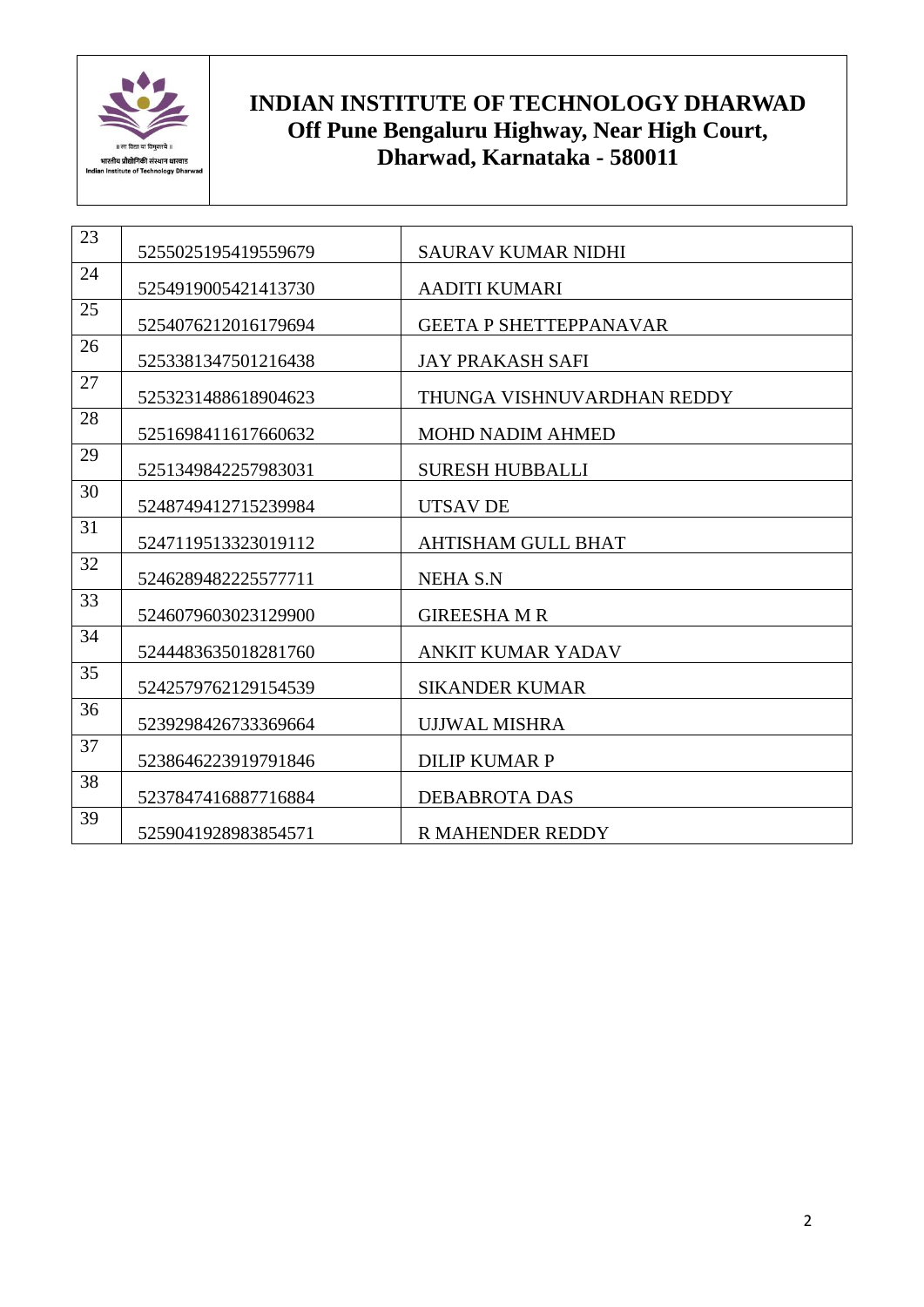**INDIAN INSTITUTE OF TECHNOLOGY DHARWAD**
**Off Pune Bengaluru Highway, Near High Court, Dharwad, Karnataka - 580011**

| | | |
|---|---|---|
| 23 | 5255025195419559679 | SAURAV KUMAR NIDHI |
| 24 | 5254919005421413730 | AADITI KUMARI |
| 25 | 5254076212016179694 | GEETA P SHETTEPPANAVAR |
| 26 | 5253381347501216438 | JAY PRAKASH SAFI |
| 27 | 5253231488618904623 | THUNGA VISHNUVARDHAN REDDY |
| 28 | 5251698411617660632 | MOHD NADIM AHMED |
| 29 | 5251349842257983031 | SURESH HUBBALLI |
| 30 | 5248749412715239984 | UTSAV DE |
| 31 | 5247119513323019112 | AHTISHAM GULL BHAT |
| 32 | 5246289482225577711 | NEHA S.N |
| 33 | 5246079603023129900 | GIREESHA M R |
| 34 | 5244483635018281760 | ANKIT KUMAR YADAV |
| 35 | 5242579762129154539 | SIKANDER KUMAR |
| 36 | 5239298426733369664 | UJJWAL MISHRA |
| 37 | 5238646223919791846 | DILIP KUMAR P |
| 38 | 5237847416887716884 | DEBABROTA DAS |
| 39 | 5259041928983854571 | R MAHENDER REDDY |